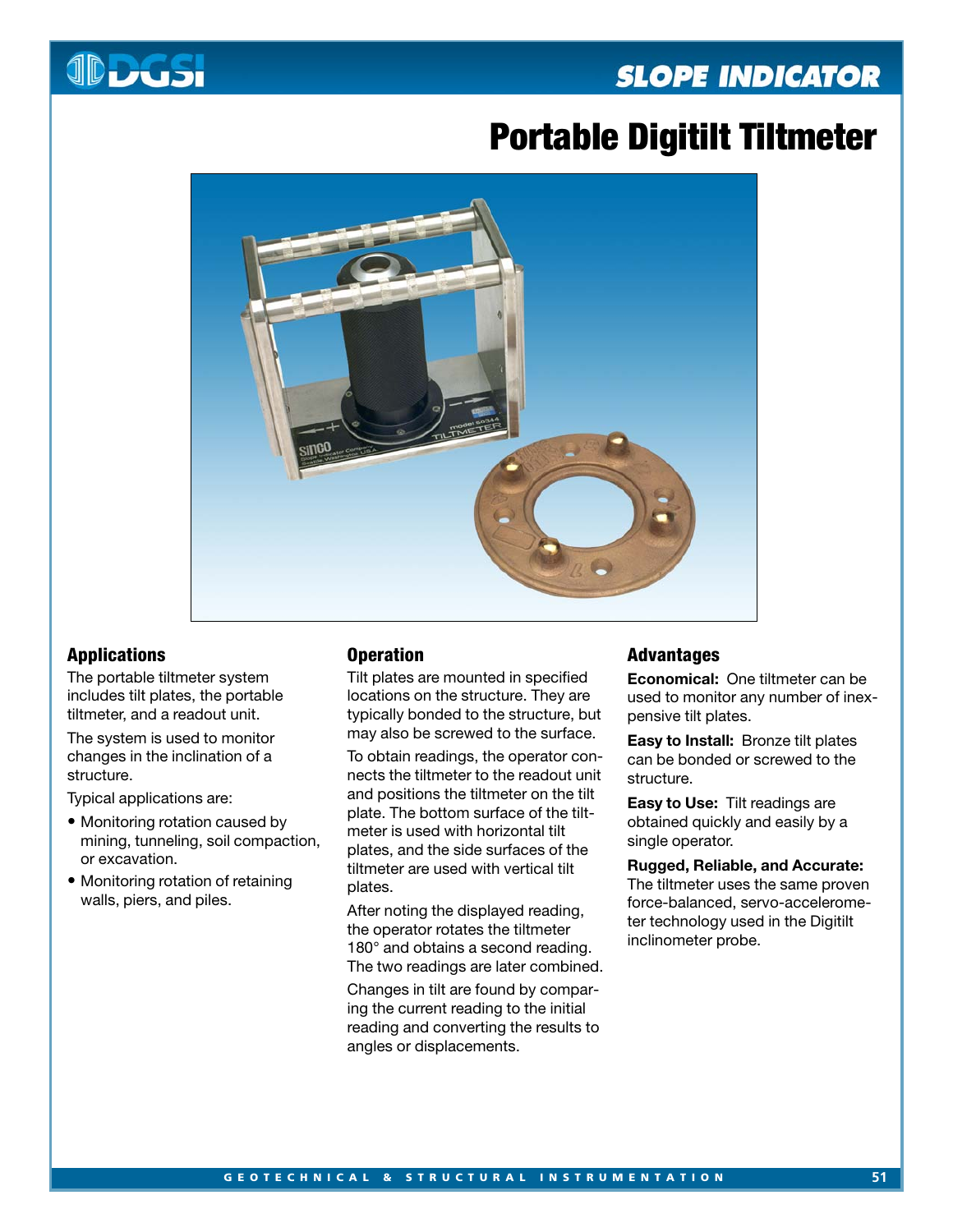# Portable Digitilt Tiltmeter

## Applications

The portable tiltmeter system includes tilt plates, the portable tiltmeter, and a readout unit.

The system is used to monitor changes in the inclination of a structure.

Typical applications are:

- Monitoring rotation caused by mining, tunneling, soil compaction, or excavation.
- Monitoring rotation of retaining walls, piers, and piles.

## Operation

Tilt plates are mounted in specified locations on the structure. They are typically bonded to the structure, but may also be screwed to the surface.

To obtain readings, the operator connects the tiltmeter to the readout unit and positions the tiltmeter on the tilt plate. The bottom surface of the tiltmeter is used with horizontal tilt plates, and the side surfaces of the tiltmeter are used with vertical tilt plates.

After noting the displayed reading, the operator rotates the tiltmeter 180° and obtains a second reading. The two readings are later combined.

Changes in tilt are found by comparing the current reading to the initial reading and converting the results to angles or displacements.

## Advantages

**Economical:** One tiltmeter can be used to monitor any number of inexpensive tilt plates.

**Easy to Install:** Bronze tilt plates can be bonded or screwed to the structure.

**Easy to Use:** Tilt readings are obtained quickly and easily by a single operator.

**Rugged, Reliable, and Accurate:** The tiltmeter uses the same proven force-balanced, servo-accelerometer technology used in the Digitilt inclinometer probe.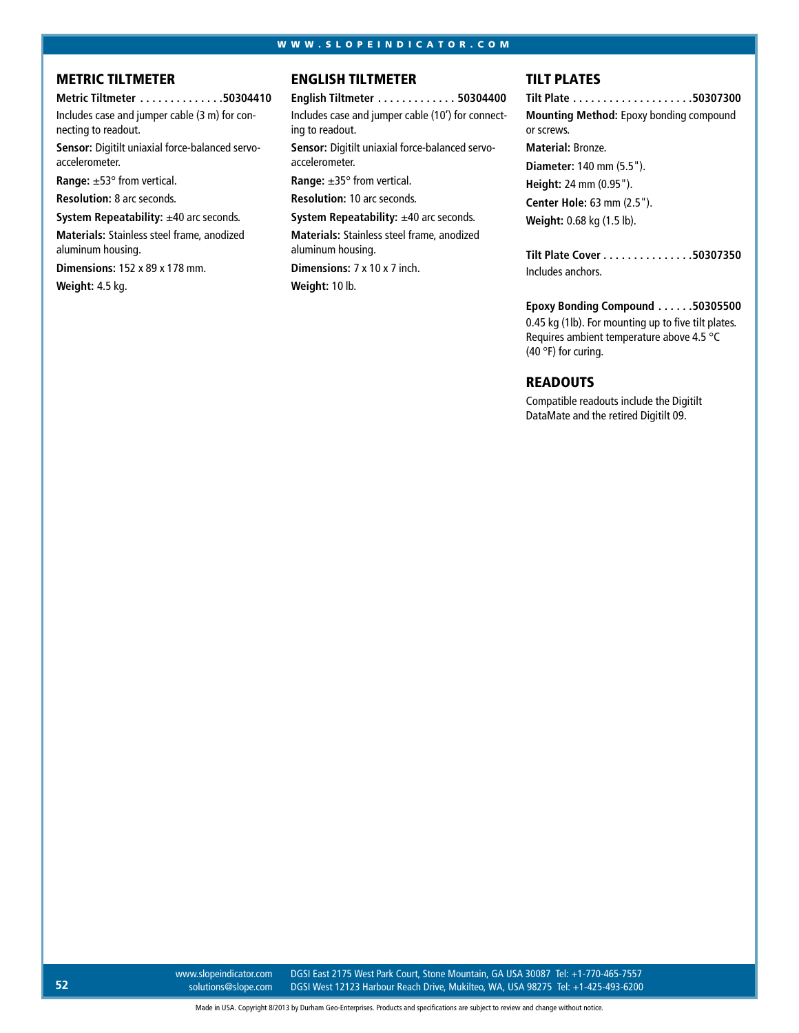## METRIC TILTMETER

**Metric Tiltmeter . . . . . . . . . . . . . .50304410**

Includes case and jumper cable (3 m) for connecting to readout.

**Sensor:** Digitilt uniaxial force-balanced servo-accelerometer.

**Range:** ±53° from vertical.

**Resolution:** 8 arc seconds.

**System Repeatability:** ±40 arc seconds.

**Materials:** Stainless steel frame, anodized aluminum housing.

**Dimensions:** 152 x 89 x 178 mm.

**Weight:** 4.5 kg.

## ENGLISH TILTMETER

**English Tiltmeter . . . . . . . . . . . . . 50304400**

Includes case and jumper cable (10') for connecting to readout.

**Sensor:** Digitilt uniaxial force-balanced servo-accelerometer.

**Range:** ±35° from vertical.

**Resolution:** 10 arc seconds.

**System Repeatability:** ±40 arc seconds.

**Materials:** Stainless steel frame, anodized aluminum housing.

**Dimensions:** 7 x 10 x 7 inch.

**Weight:** 10 lb.

## TILT PLATES

**Tilt Plate . . . . . . . . . . . . . . . . . . . .50307300**

**Mounting Method:** Epoxy bonding compound or screws.

**Material:** Bronze.

**Diameter:** 140 mm (5.5").

**Height:** 24 mm (0.95").

**Center Hole:** 63 mm (2.5").

**Weight:** 0.68 kg (1.5 lb).

**Tilt Plate Cover . . . . . . . . . . . . . . .50307350**

Includes anchors.

**Epoxy Bonding Compound . . . . . .50305500**

0.45 kg (1lb). For mounting up to five tilt plates. Requires ambient temperature above 4.5 °C (40 °F) for curing.

## READOUTS

Compatible readouts include the Digitilt DataMate and the retired Digitilt 09.

www.slopeindicator.com DGSI East 2175 West Park Court, Stone Mountain, GA USA 30087 Tel: +1-770-465-7557
solutions@slope.com DGSI West 12123 Harbour Reach Drive, Mukilteo, WA, USA 98275 Tel: +1-425-493-6200

Made in USA. Copyright 8/2013 by Durham Geo-Enterprises. Products and specifications are subject to review and change without notice.